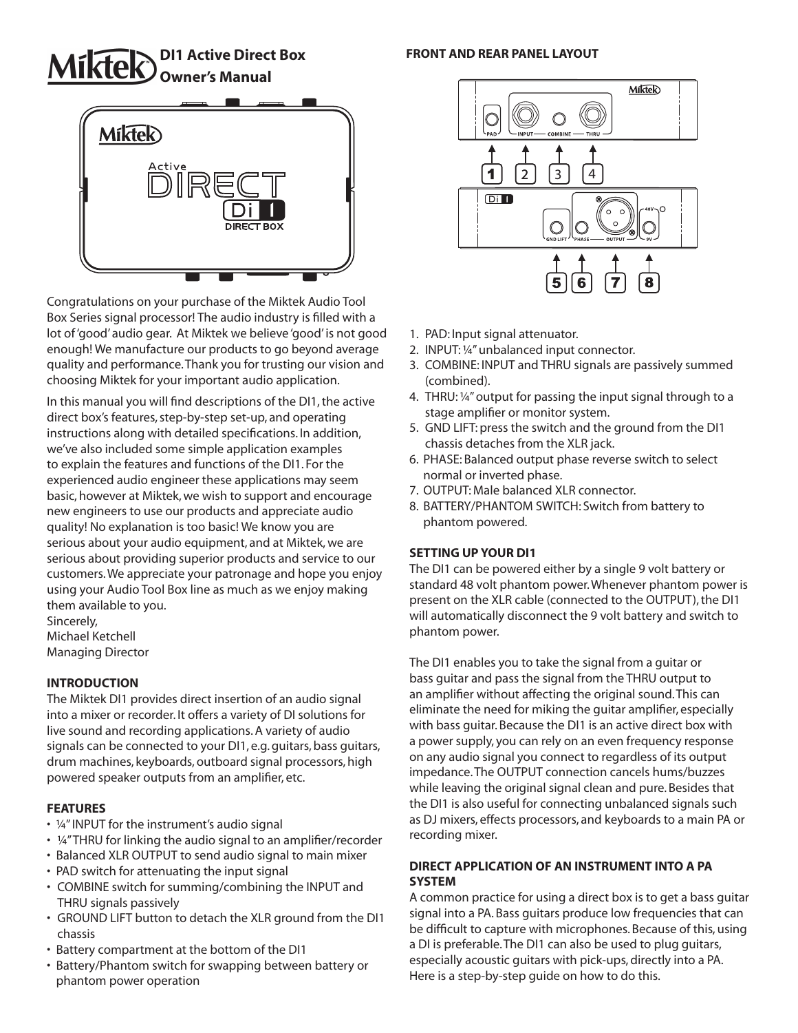# DI1 Active Direct Box Owner's Manual

Congratulations on your purchase of the Miktek Audio Tool Box Series signal processor! The audio industry is filled with a lot of 'good' audio gear. At Miktek we believe 'good' is not good enough! We manufacture our products to go beyond average quality and performance. Thank you for trusting our vision and choosing Miktek for your important audio application.

In this manual you will find descriptions of the DI1, the active direct box's features, step-by-step set-up, and operating instructions along with detailed specifications. In addition, we've also included some simple application examples to explain the features and functions of the DI1. For the experienced audio engineer these applications may seem basic, however at Miktek, we wish to support and encourage new engineers to use our products and appreciate audio quality! No explanation is too basic! We know you are serious about your audio equipment, and at Miktek, we are serious about providing superior products and service to our customers. We appreciate your patronage and hope you enjoy using your Audio Tool Box line as much as we enjoy making them available to you.

Sincerely,
Michael Ketchell
Managing Director

## INTRODUCTION

The Miktek DI1 provides direct insertion of an audio signal into a mixer or recorder. It offers a variety of DI solutions for live sound and recording applications. A variety of audio signals can be connected to your DI1, e.g. guitars, bass guitars, drum machines, keyboards, outboard signal processors, high powered speaker outputs from an amplifier, etc.

## FEATURES

- ¼" INPUT for the instrument's audio signal
- ¼" THRU for linking the audio signal to an amplifier/recorder
- Balanced XLR OUTPUT to send audio signal to main mixer
- PAD switch for attenuating the input signal
- COMBINE switch for summing/combining the INPUT and THRU signals passively
- GROUND LIFT button to detach the XLR ground from the DI1 chassis
- Battery compartment at the bottom of the DI1
- Battery/Phantom switch for swapping between battery or phantom power operation

## FRONT AND REAR PANEL LAYOUT

1. PAD: Input signal attenuator.
2. INPUT: ¼" unbalanced input connector.
3. COMBINE: INPUT and THRU signals are passively summed (combined).
4. THRU: ¼" output for passing the input signal through to a stage amplifier or monitor system.
5. GND LIFT: press the switch and the ground from the DI1 chassis detaches from the XLR jack.
6. PHASE: Balanced output phase reverse switch to select normal or inverted phase.
7. OUTPUT: Male balanced XLR connector.
8. BATTERY/PHANTOM SWITCH: Switch from battery to phantom powered.

## SETTING UP YOUR DI1

The DI1 can be powered either by a single 9 volt battery or standard 48 volt phantom power. Whenever phantom power is present on the XLR cable (connected to the OUTPUT), the DI1 will automatically disconnect the 9 volt battery and switch to phantom power.

The DI1 enables you to take the signal from a guitar or bass guitar and pass the signal from the THRU output to an amplifier without affecting the original sound. This can eliminate the need for miking the guitar amplifier, especially with bass guitar. Because the DI1 is an active direct box with a power supply, you can rely on an even frequency response on any audio signal you connect to regardless of its output impedance. The OUTPUT connection cancels hums/buzzes while leaving the original signal clean and pure. Besides that the DI1 is also useful for connecting unbalanced signals such as DJ mixers, effects processors, and keyboards to a main PA or recording mixer.

## DIRECT APPLICATION OF AN INSTRUMENT INTO A PA SYSTEM

A common practice for using a direct box is to get a bass guitar signal into a PA. Bass guitars produce low frequencies that can be difficult to capture with microphones. Because of this, using a DI is preferable. The DI1 can also be used to plug guitars, especially acoustic guitars with pick-ups, directly into a PA. Here is a step-by-step guide on how to do this.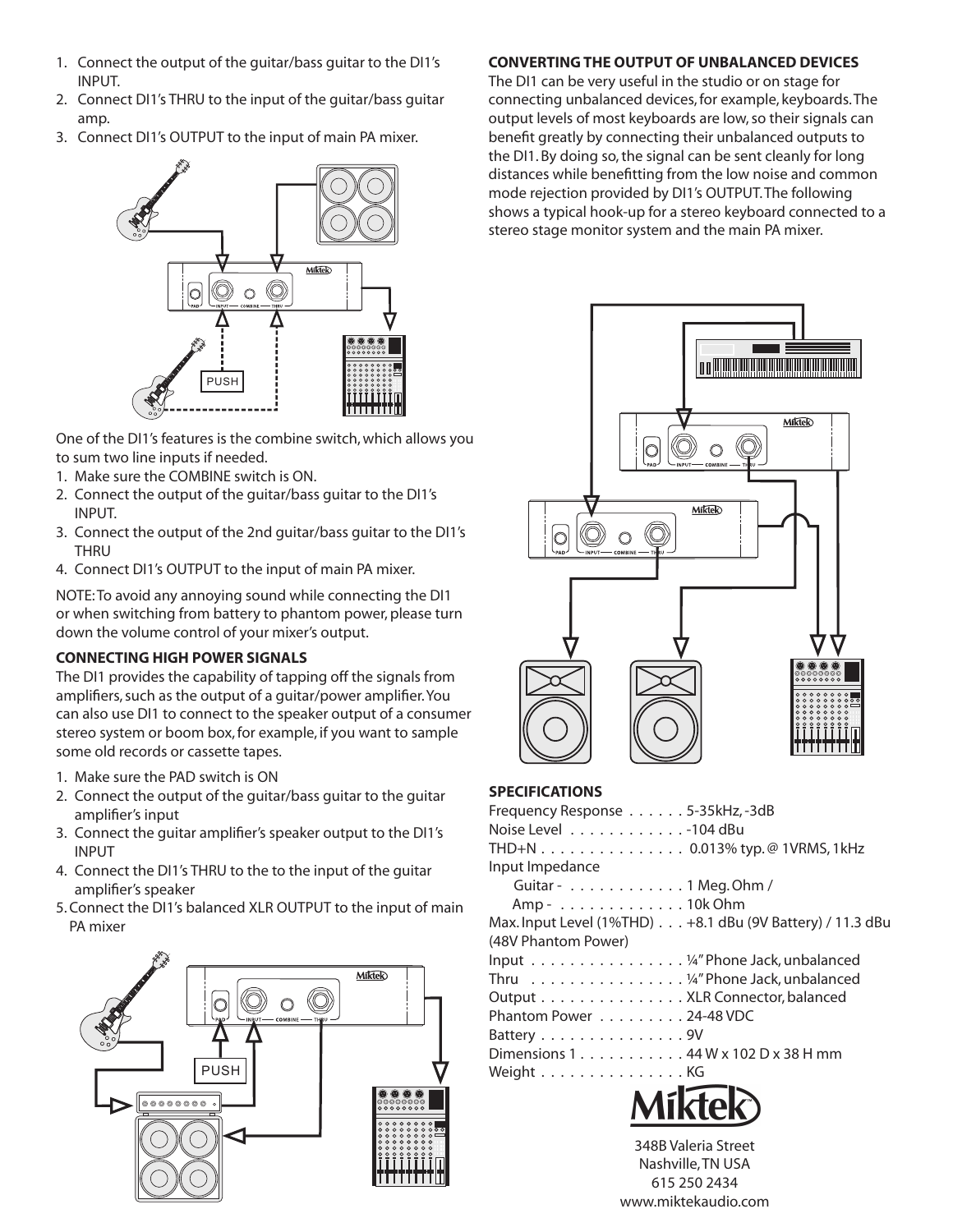1. Connect the output of the guitar/bass guitar to the DI1's INPUT.
2. Connect DI1's THRU to the input of the guitar/bass guitar amp.
3. Connect DI1's OUTPUT to the input of main PA mixer.

PUSH

One of the DI1's features is the combine switch, which allows you to sum two line inputs if needed.

1. Make sure the COMBINE switch is ON.
2. Connect the output of the guitar/bass guitar to the DI1's INPUT.
3. Connect the output of the 2nd guitar/bass guitar to the DI1's THRU
4. Connect DI1's OUTPUT to the input of main PA mixer.

NOTE: To avoid any annoying sound while connecting the DI1 or when switching from battery to phantom power, please turn down the volume control of your mixer's output.

**CONNECTING HIGH POWER SIGNALS**

The DI1 provides the capability of tapping off the signals from amplifiers, such as the output of a guitar/power amplifier. You can also use DI1 to connect to the speaker output of a consumer stereo system or boom box, for example, if you want to sample some old records or cassette tapes.

1. Make sure the PAD switch is ON
2. Connect the output of the guitar/bass guitar to the guitar amplifier's input
3. Connect the guitar amplifier's speaker output to the DI1's INPUT
4. Connect the DI1's THRU to the to the input of the guitar amplifier's speaker
5. Connect the DI1's balanced XLR OUTPUT to the input of main PA mixer

PUSH

**CONVERTING THE OUTPUT OF UNBALANCED DEVICES**

The DI1 can be very useful in the studio or on stage for connecting unbalanced devices, for example, keyboards. The output levels of most keyboards are low, so their signals can benefit greatly by connecting their unbalanced outputs to the DI1. By doing so, the signal can be sent cleanly for long distances while benefitting from the low noise and common mode rejection provided by DI1's OUTPUT. The following shows a typical hook-up for a stereo keyboard connected to a stereo stage monitor system and the main PA mixer.

**SPECIFICATIONS**

Frequency Response . . . . . . 5-35kHz, -3dB
Noise Level . . . . . . . . . . . . -104 dBu
THD+N . . . . . . . . . . . . . . . 0.013% typ. @ 1VRMS, 1kHz
Input Impedance
Guitar - . . . . . . . . . . . . 1 Meg. Ohm /
Amp - . . . . . . . . . . . . . 10k Ohm
Max. Input Level (1%THD) . . . +8.1 dBu (9V Battery) / 11.3 dBu (48V Phantom Power)
Input . . . . . . . . . . . . . . . . ¼" Phone Jack, unbalanced
Thru . . . . . . . . . . . . . . . . ¼" Phone Jack, unbalanced
Output . . . . . . . . . . . . . . . XLR Connector, balanced
Phantom Power . . . . . . . . . 24-48 VDC
Battery . . . . . . . . . . . . . . . 9V
Dimensions 1 . . . . . . . . . . . 44 W x 102 D x 38 H mm
Weight . . . . . . . . . . . . . . . KG

Miktek

348B Valeria Street
Nashville, TN USA
615 250 2434
www.miktekaudio.com